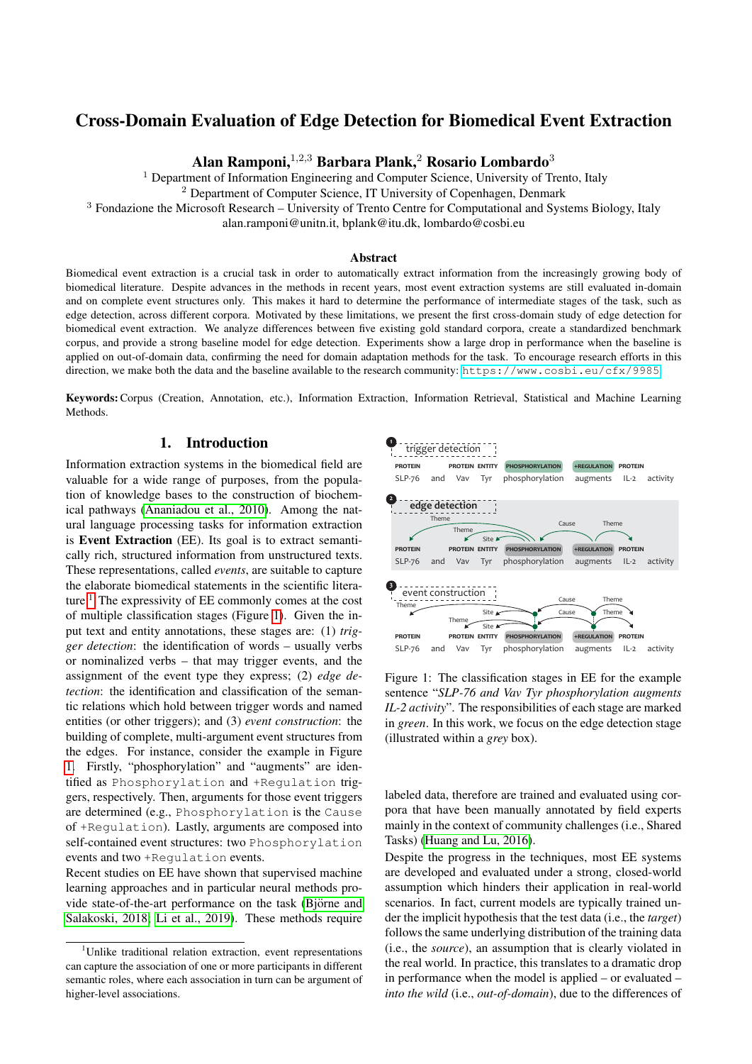# Cross-Domain Evaluation of Edge Detection for Biomedical Event Extraction

**Alan Ramponi,[1,2,3] Barbara Plank,[2] Rosario Lombardo[3]**

[1] Department of Information Engineering and Computer Science, University of Trento, Italy
[2] Department of Computer Science, IT University of Copenhagen, Denmark
[3] Fondazione the Microsoft Research – University of Trento Centre for Computational and Systems Biology, Italy
alan.ramponi@unitn.it, bplank@itu.dk, lombardo@cosbi.eu

### Abstract

Biomedical event extraction is a crucial task in order to automatically extract information from the increasingly growing body of biomedical literature. Despite advances in the methods in recent years, most event extraction systems are still evaluated in-domain and on complete event structures only. This makes it hard to determine the performance of intermediate stages of the task, such as edge detection, across different corpora. Motivated by these limitations, we present the first cross-domain study of edge detection for biomedical event extraction. We analyze differences between five existing gold standard corpora, create a standardized benchmark corpus, and provide a strong baseline model for edge detection. Experiments show a large drop in performance when the baseline is applied on out-of-domain data, confirming the need for domain adaptation methods for the task. To encourage research efforts in this direction, we make both the data and the baseline available to the research community: https://www.cosbi.eu/cfx/9985

**Keywords:** Corpus (Creation, Annotation, etc.), Information Extraction, Information Retrieval, Statistical and Machine Learning Methods.

## 1. Introduction

Information extraction systems in the biomedical field are valuable for a wide range of purposes, from the population of knowledge bases to the construction of biochemical pathways (Ananiadou et al., 2010). Among the natural language processing tasks for information extraction is **Event Extraction** (EE). Its goal is to extract semantically rich, structured information from unstructured texts. These representations, called *events*, are suitable to capture the elaborate biomedical statements in the scientific literature.[1] The expressivity of EE commonly comes at the cost of multiple classification stages (Figure 1). Given the input text and entity annotations, these stages are: (1) *trigger detection*: the identification of words – usually verbs or nominalized verbs – that may trigger events, and the assignment of the event type they express; (2) *edge detection*: the identification and classification of the semantic relations which hold between trigger words and named entities (or other triggers); and (3) *event construction*: the building of complete, multi-argument event structures from the edges. For instance, consider the example in Figure 1. Firstly, "phosphorylation" and "augments" are identified as `Phosphorylation` and `+Regulation` triggers, respectively. Then, arguments for those event triggers are determined (e.g., `Phosphorylation` is the `Cause` of `+Regulation`). Lastly, arguments are composed into self-contained event structures: two `Phosphorylation` events and two `+Regulation` events.

Recent studies on EE have shown that supervised machine learning approaches and in particular neural methods provide state-of-the-art performance on the task (Björne and Salakoski, 2018; Li et al., 2019). These methods require labeled data, therefore are trained and evaluated using corpora that have been manually annotated by field experts mainly in the context of community challenges (i.e., Shared Tasks) (Huang and Lu, 2016).

Despite the progress in the techniques, most EE systems are developed and evaluated under a strong, closed-world assumption which hinders their application in real-world scenarios. In fact, current models are typically trained under the implicit hypothesis that the test data (i.e., the *target*) follows the same underlying distribution of the training data (i.e., the *source*), an assumption that is clearly violated in the real world. In practice, this translates to a dramatic drop in performance when the model is applied – or evaluated – *into the wild* (i.e., *out-of-domain*), due to the differences of

Figure 1: The classification stages in EE for the example sentence "*SLP-76 and Vav Tyr phosphorylation augments IL-2 activity*". The responsibilities of each stage are marked in *green*. In this work, we focus on the edge detection stage (illustrated within a *grey* box).

[1] Unlike traditional relation extraction, event representations can capture the association of one or more participants in different semantic roles, where each association in turn can be argument of higher-level associations.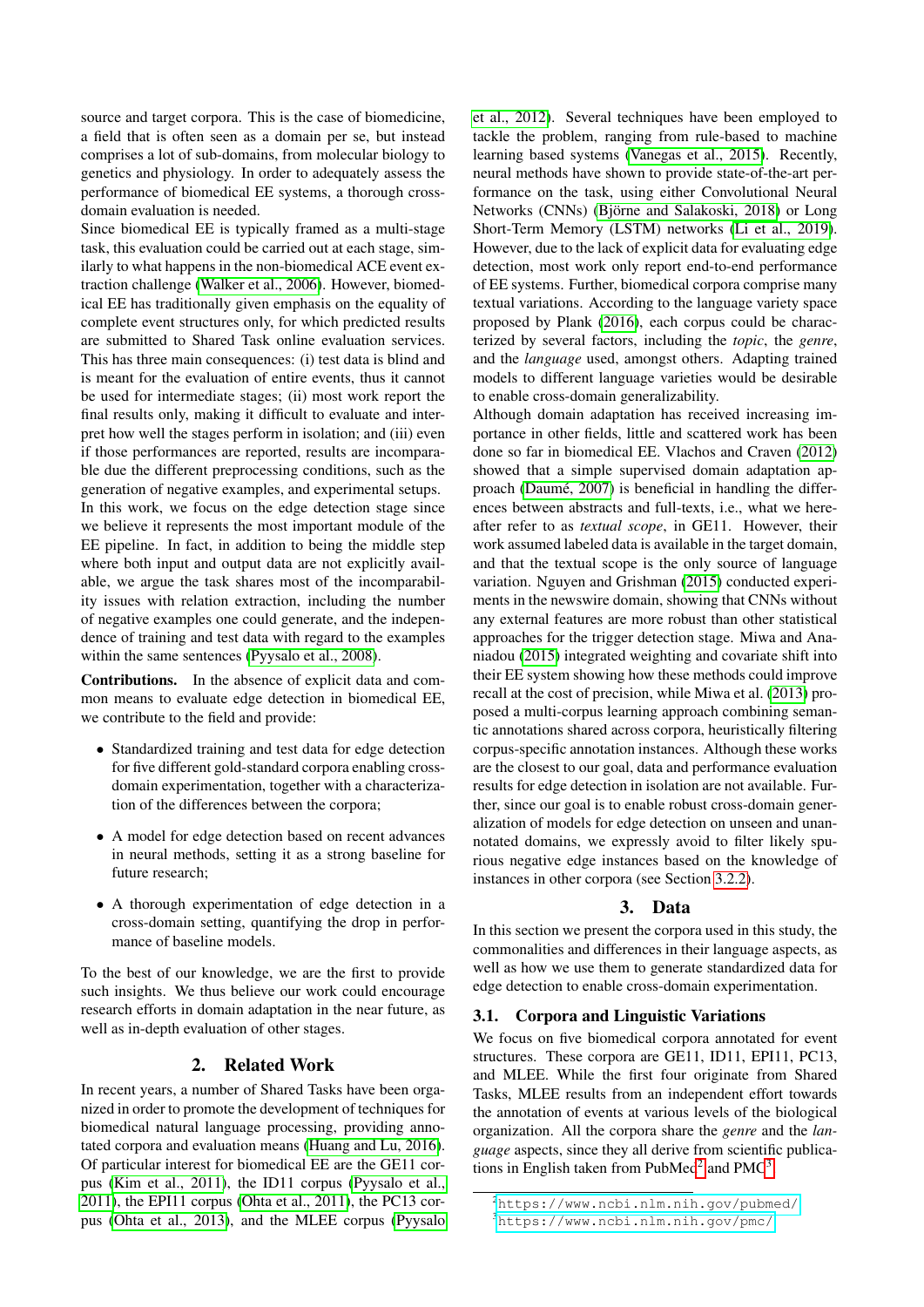source and target corpora. This is the case of biomedicine, a field that is often seen as a domain per se, but instead comprises a lot of sub-domains, from molecular biology to genetics and physiology. In order to adequately assess the performance of biomedical EE systems, a thorough cross-domain evaluation is needed.

Since biomedical EE is typically framed as a multi-stage task, this evaluation could be carried out at each stage, similarly to what happens in the non-biomedical ACE event extraction challenge (Walker et al., 2006). However, biomedical EE has traditionally given emphasis on the equality of complete event structures only, for which predicted results are submitted to Shared Task online evaluation services. This has three main consequences: (i) test data is blind and is meant for the evaluation of entire events, thus it cannot be used for intermediate stages; (ii) most work report the final results only, making it difficult to evaluate and interpret how well the stages perform in isolation; and (iii) even if those performances are reported, results are incomparable due the different preprocessing conditions, such as the generation of negative examples, and experimental setups.

In this work, we focus on the edge detection stage since we believe it represents the most important module of the EE pipeline. In fact, in addition to being the middle step where both input and output data are not explicitly available, we argue the task shares most of the incomparability issues with relation extraction, including the number of negative examples one could generate, and the independence of training and test data with regard to the examples within the same sentences (Pyysalo et al., 2008).

**Contributions.** In the absence of explicit data and common means to evaluate edge detection in biomedical EE, we contribute to the field and provide:

- Standardized training and test data for edge detection for five different gold-standard corpora enabling cross-domain experimentation, together with a characterization of the differences between the corpora;
- A model for edge detection based on recent advances in neural methods, setting it as a strong baseline for future research;
- A thorough experimentation of edge detection in a cross-domain setting, quantifying the drop in performance of baseline models.

To the best of our knowledge, we are the first to provide such insights. We thus believe our work could encourage research efforts in domain adaptation in the near future, as well as in-depth evaluation of other stages.

## 2. Related Work

In recent years, a number of Shared Tasks have been organized in order to promote the development of techniques for biomedical natural language processing, providing annotated corpora and evaluation means (Huang and Lu, 2016). Of particular interest for biomedical EE are the GE11 corpus (Kim et al., 2011), the ID11 corpus (Pyysalo et al., 2011), the EPI11 corpus (Ohta et al., 2011), the PC13 corpus (Ohta et al., 2013), and the MLEE corpus (Pyysalo et al., 2012). Several techniques have been employed to tackle the problem, ranging from rule-based to machine learning based systems (Vanegas et al., 2015). Recently, neural methods have shown to provide state-of-the-art performance on the task, using either Convolutional Neural Networks (CNNs) (Björne and Salakoski, 2018) or Long Short-Term Memory (LSTM) networks (Li et al., 2019). However, due to the lack of explicit data for evaluating edge detection, most work only report end-to-end performance of EE systems. Further, biomedical corpora comprise many textual variations. According to the language variety space proposed by Plank (2016), each corpus could be characterized by several factors, including the *topic*, the *genre*, and the *language* used, amongst others. Adapting trained models to different language varieties would be desirable to enable cross-domain generalizability.

Although domain adaptation has received increasing importance in other fields, little and scattered work has been done so far in biomedical EE. Vlachos and Craven (2012) showed that a simple supervised domain adaptation approach (Daumé, 2007) is beneficial in handling the differences between abstracts and full-texts, i.e., what we hereafter refer to as *textual scope*, in GE11. However, their work assumed labeled data is available in the target domain, and that the textual scope is the only source of language variation. Nguyen and Grishman (2015) conducted experiments in the newswire domain, showing that CNNs without any external features are more robust than other statistical approaches for the trigger detection stage. Miwa and Ananiadou (2015) integrated weighting and covariate shift into their EE system showing how these methods could improve recall at the cost of precision, while Miwa et al. (2013) proposed a multi-corpus learning approach combining semantic annotations shared across corpora, heuristically filtering corpus-specific annotation instances. Although these works are the closest to our goal, data and performance evaluation results for edge detection in isolation are not available. Further, since our goal is to enable robust cross-domain generalization of models for edge detection on unseen and unannotated domains, we expressly avoid to filter likely spurious negative edge instances based on the knowledge of instances in other corpora (see Section 3.2.2).

## 3. Data

In this section we present the corpora used in this study, the commonalities and differences in their language aspects, as well as how we use them to generate standardized data for edge detection to enable cross-domain experimentation.

### 3.1. Corpora and Linguistic Variations

We focus on five biomedical corpora annotated for event structures. These corpora are GE11, ID11, EPI11, PC13, and MLEE. While the first four originate from Shared Tasks, MLEE results from an independent effort towards the annotation of events at various levels of the biological organization. All the corpora share the *genre* and the *language* aspects, since they all derive from scientific publications in English taken from PubMed[2] and PMC[3].

[2] https://www.ncbi.nlm.nih.gov/pubmed/

[3] https://www.ncbi.nlm.nih.gov/pmc/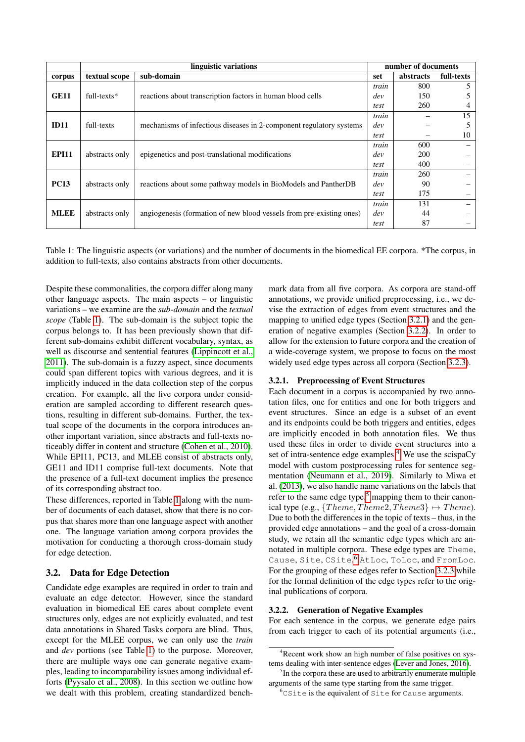| corpus | linguistic variations | | number of documents | | |
|---|---|---|---|---|---|
| | textual scope | sub-domain | set | abstracts | full-texts |
| **GE11** | full-texts* | reactions about transcription factors in human blood cells | *train* | 800 | 5 |
| | | | *dev* | 150 | 5 |
| | | | *test* | 260 | 4 |
| **ID11** | full-texts | mechanisms of infectious diseases in 2-component regulatory systems | *train* | – | 15 |
| | | | *dev* | – | 5 |
| | | | *test* | – | 10 |
| **EPI11** | abstracts only | epigenetics and post-translational modifications | *train* | 600 | – |
| | | | *dev* | 200 | – |
| | | | *test* | 400 | – |
| **PC13** | abstracts only | reactions about some pathway models in BioModels and PantherDB | *train* | 260 | – |
| | | | *dev* | 90 | – |
| | | | *test* | 175 | – |
| **MLEE** | abstracts only | angiogenesis (formation of new blood vessels from pre-existing ones) | *train* | 131 | – |
| | | | *dev* | 44 | – |
| | | | *test* | 87 | – |

Table 1: The linguistic aspects (or variations) and the number of documents in the biomedical EE corpora. *The corpus, in addition to full-texts, also contains abstracts from other documents.

Despite these commonalities, the corpora differ along many other language aspects. The main aspects – or linguistic variations – we examine are the *sub-domain* and the *textual scope* (Table 1). The sub-domain is the subject topic the corpus belongs to. It has been previously shown that different sub-domains exhibit different vocabulary, syntax, as well as discourse and sentential features (Lippincott et al., 2011). The sub-domain is a fuzzy aspect, since documents could span different topics with various degrees, and it is implicitly induced in the data collection step of the corpus creation. For example, all the five corpora under consideration are sampled according to different research questions, resulting in different sub-domains. Further, the textual scope of the documents in the corpora introduces another important variation, since abstracts and full-texts noticeably differ in content and structure (Cohen et al., 2010). While EPI11, PC13, and MLEE consist of abstracts only, GE11 and ID11 comprise full-text documents. Note that the presence of a full-text document implies the presence of its corresponding abstract too.

These differences, reported in Table 1 along with the number of documents of each dataset, show that there is no corpus that shares more than one language aspect with another one. The language variation among corpora provides the motivation for conducting a thorough cross-domain study for edge detection.

## 3.2. Data for Edge Detection

Candidate edge examples are required in order to train and evaluate an edge detector. However, since the standard evaluation in biomedical EE cares about complete event structures only, edges are not explicitly evaluated, and test data annotations in Shared Tasks corpora are blind. Thus, except for the MLEE corpus, we can only use the *train* and *dev* portions (see Table 1) to the purpose. Moreover, there are multiple ways one can generate negative examples, leading to incomparability issues among individual efforts (Pyysalo et al., 2008). In this section we outline how we dealt with this problem, creating standardized benchmark data from all five corpora. As corpora are stand-off annotations, we provide unified preprocessing, i.e., we devise the extraction of edges from event structures and the mapping to unified edge types (Section 3.2.1) and the generation of negative examples (Section 3.2.2). In order to allow for the extension to future corpora and the creation of a wide-coverage system, we propose to focus on the most widely used edge types across all corpora (Section 3.2.3).

### 3.2.1. Preprocessing of Event Structures

Each document in a corpus is accompanied by two annotation files, one for entities and one for both triggers and event structures. Since an edge is a subset of an event and its endpoints could be both triggers and entities, edges are implicitly encoded in both annotation files. We thus used these files in order to divide event structures into a set of intra-sentence edge examples.[4] We use the scispaCy model with custom postprocessing rules for sentence segmentation (Neumann et al., 2019). Similarly to Miwa et al. (2013), we also handle name variations on the labels that refer to the same edge type,[5] mapping them to their canonical type (e.g., $\{Theme, Theme2, Theme3\} \mapsto Theme$). Due to both the differences in the topic of texts – thus, in the provided edge annotations – and the goal of a cross-domain study, we retain all the semantic edge types which are annotated in multiple corpora. These edge types are `Theme`, `Cause`, `Site`, `CSite`,[6] `AtLoc`, `ToLoc`, and `FromLoc`. For the grouping of these edges refer to Section 3.2.3 while for the formal definition of the edge types refer to the original publications of corpora.

### 3.2.2. Generation of Negative Examples

For each sentence in the corpus, we generate edge pairs from each trigger to each of its potential arguments (i.e.,

[4] Recent work show an high number of false positives on systems dealing with inter-sentence edges (Lever and Jones, 2016).

[5] In the corpora these are used to arbitrarily enumerate multiple arguments of the same type starting from the same trigger.

[6] `CSite` is the equivalent of `Site` for `Cause` arguments.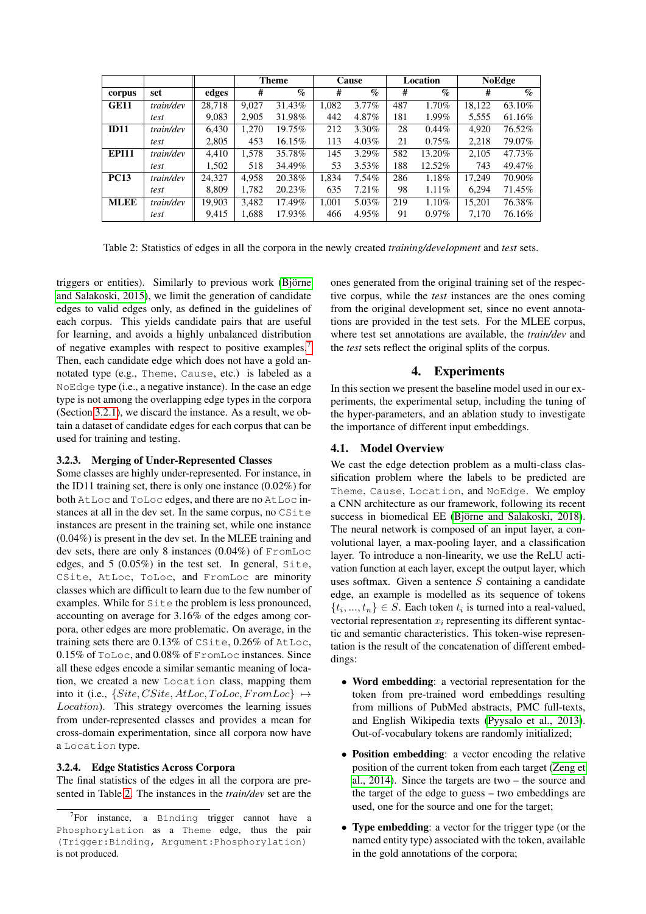| | | edges | Theme | | Cause | | Location | | NoEdge | |
|---|---|---|---|---|---|---|---|---|---|---|
| **corpus** | **set** | **edges** | **#** | **%** | **#** | **%** | **#** | **%** | **#** | **%** |
| **GE11** | *train/dev* | 28,718 | 9,027 | 31.43% | 1,082 | 3.77% | 487 | 1.70% | 18,122 | 63.10% |
| | *test* | 9,083 | 2,905 | 31.98% | 442 | 4.87% | 181 | 1.99% | 5,555 | 61.16% |
| **ID11** | *train/dev* | 6,430 | 1,270 | 19.75% | 212 | 3.30% | 28 | 0.44% | 4,920 | 76.52% |
| | *test* | 2,805 | 453 | 16.15% | 113 | 4.03% | 21 | 0.75% | 2,218 | 79.07% |
| **EPI11** | *train/dev* | 4,410 | 1,578 | 35.78% | 145 | 3.29% | 582 | 13.20% | 2,105 | 47.73% |
| | *test* | 1,502 | 518 | 34.49% | 53 | 3.53% | 188 | 12.52% | 743 | 49.47% |
| **PC13** | *train/dev* | 24,327 | 4,958 | 20.38% | 1,834 | 7.54% | 286 | 1.18% | 17,249 | 70.90% |
| | *test* | 8,809 | 1,782 | 20.23% | 635 | 7.21% | 98 | 1.11% | 6,294 | 71.45% |
| **MLEE** | *train/dev* | 19,903 | 3,482 | 17.49% | 1,001 | 5.03% | 219 | 1.10% | 15,201 | 76.38% |
| | *test* | 9,415 | 1,688 | 17.93% | 466 | 4.95% | 91 | 0.97% | 7,170 | 76.16% |

Table 2: Statistics of edges in all the corpora in the newly created *training/development* and *test* sets.

triggers or entities). Similarly to previous work (Björne and Salakoski, 2015), we limit the generation of candidate edges to valid edges only, as defined in the guidelines of each corpus. This yields candidate pairs that are useful for learning, and avoids a highly unbalanced distribution of negative examples with respect to positive examples.[7] Then, each candidate edge which does not have a gold annotated type (e.g., Theme, Cause, etc.) is labeled as a NoEdge type (i.e., a negative instance). In the case an edge type is not among the overlapping edge types in the corpora (Section 3.2.1), we discard the instance. As a result, we obtain a dataset of candidate edges for each corpus that can be used for training and testing.

#### 3.2.3. Merging of Under-Represented Classes

Some classes are highly under-represented. For instance, in the ID11 training set, there is only one instance (0.02%) for both AtLoc and ToLoc edges, and there are no AtLoc instances at all in the dev set. In the same corpus, no CSite instances are present in the training set, while one instance (0.04%) is present in the dev set. In the MLEE training and dev sets, there are only 8 instances (0.04%) of FromLoc edges, and 5 (0.05%) in the test set. In general, Site, CSite, AtLoc, ToLoc, and FromLoc are minority classes which are difficult to learn due to the few number of examples. While for Site the problem is less pronounced, accounting on average for 3.16% of the edges among corpora, other edges are more problematic. On average, in the training sets there are 0.13% of CSite, 0.26% of AtLoc, 0.15% of ToLoc, and 0.08% of FromLoc instances. Since all these edges encode a similar semantic meaning of location, we created a new Location class, mapping them into it (i.e., $\{Site, CSite, AtLoc, ToLoc, FromLoc\} \mapsto Location$). This strategy overcomes the learning issues from under-represented classes and provides a mean for cross-domain experimentation, since all corpora now have a Location type.

#### 3.2.4. Edge Statistics Across Corpora

The final statistics of the edges in all the corpora are presented in Table 2. The instances in the *train/dev* set are the ones generated from the original training set of the respective corpus, while the *test* instances are the ones coming from the original development set, since no event annotations are provided in the test sets. For the MLEE corpus, where test set annotations are available, the *train/dev* and the *test* sets reflect the original splits of the corpus.

## 4. Experiments

In this section we present the baseline model used in our experiments, the experimental setup, including the tuning of the hyper-parameters, and an ablation study to investigate the importance of different input embeddings.

### 4.1. Model Overview

We cast the edge detection problem as a multi-class classification problem where the labels to be predicted are Theme, Cause, Location, and NoEdge. We employ a CNN architecture as our framework, following its recent success in biomedical EE (Björne and Salakoski, 2018). The neural network is composed of an input layer, a convolutional layer, a max-pooling layer, and a classification layer. To introduce a non-linearity, we use the ReLU activation function at each layer, except the output layer, which uses softmax. Given a sentence $S$ containing a candidate edge, an example is modelled as its sequence of tokens $\{t_i, ..., t_n\} \in S$. Each token $t_i$ is turned into a real-valued, vectorial representation $x_i$ representing its different syntactic and semantic characteristics. This token-wise representation is the result of the concatenation of different embeddings:

- **Word embedding**: a vectorial representation for the token from pre-trained word embeddings resulting from millions of PubMed abstracts, PMC full-texts, and English Wikipedia texts (Pyysalo et al., 2013). Out-of-vocabulary tokens are randomly initialized;
- **Position embedding**: a vector encoding the relative position of the current token from each target (Zeng et al., 2014). Since the targets are two – the source and the target of the edge to guess – two embeddings are used, one for the source and one for the target;
- **Type embedding**: a vector for the trigger type (or the named entity type) associated with the token, available in the gold annotations of the corpora;

[7] For instance, a Binding trigger cannot have a Phosphorylation as a Theme edge, thus the pair (Trigger:Binding, Argument:Phosphorylation) is not produced.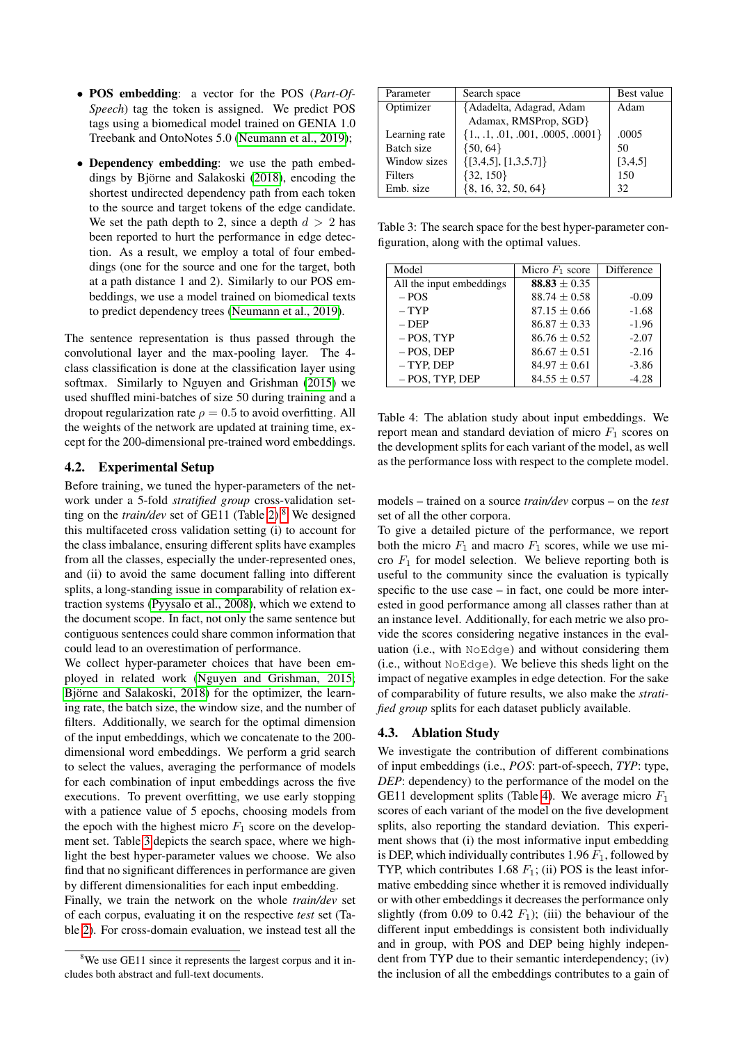- **POS embedding**: a vector for the POS (*Part-Of-Speech*) tag the token is assigned. We predict POS tags using a biomedical model trained on GENIA 1.0 Treebank and OntoNotes 5.0 (Neumann et al., 2019);

- **Dependency embedding**: we use the path embeddings by Björne and Salakoski (2018), encoding the shortest undirected dependency path from each token to the source and target tokens of the edge candidate. We set the path depth to 2, since a depth $d > 2$ has been reported to hurt the performance in edge detection. As a result, we employ a total of four embeddings (one for the source and one for the target, both at a path distance 1 and 2). Similarly to our POS embeddings, we use a model trained on biomedical texts to predict dependency trees (Neumann et al., 2019).

The sentence representation is thus passed through the convolutional layer and the max-pooling layer. The 4-class classification is done at the classification layer using softmax. Similarly to Nguyen and Grishman (2015) we used shuffled mini-batches of size 50 during training and a dropout regularization rate $\rho = 0.5$ to avoid overfitting. All the weights of the network are updated at training time, except for the 200-dimensional pre-trained word embeddings.

## 4.2. Experimental Setup

Before training, we tuned the hyper-parameters of the network under a 5-fold *stratified group* cross-validation setting on the *train/dev* set of GE11 (Table 2).[8] We designed this multifaceted cross validation setting (i) to account for the class imbalance, ensuring different splits have examples from all the classes, especially the under-represented ones, and (ii) to avoid the same document falling into different splits, a long-standing issue in comparability of relation extraction systems (Pyysalo et al., 2008), which we extend to the document scope. In fact, not only the same sentence but contiguous sentences could share common information that could lead to an overestimation of performance.
We collect hyper-parameter choices that have been employed in related work (Nguyen and Grishman, 2015; Björne and Salakoski, 2018) for the optimizer, the learning rate, the batch size, the window size, and the number of filters. Additionally, we search for the optimal dimension of the input embeddings, which we concatenate to the 200-dimensional word embeddings. We perform a grid search to select the values, averaging the performance of models for each combination of input embeddings across the five executions. To prevent overfitting, we use early stopping with a patience value of 5 epochs, choosing models from the epoch with the highest micro $F_1$ score on the development set. Table 3 depicts the search space, where we highlight the best hyper-parameter values we choose. We also find that no significant differences in performance are given by different dimensionalities for each input embedding.
Finally, we train the network on the whole *train/dev* set of each corpus, evaluating it on the respective *test* set (Table 2). For cross-domain evaluation, we instead test all the models – trained on a source *train/dev* corpus – on the *test* set of all the other corpora.
To give a detailed picture of the performance, we report both the micro $F_1$ and macro $F_1$ scores, while we use micro $F_1$ for model selection. We believe reporting both is useful to the community since the evaluation is typically specific to the use case – in fact, one could be more interested in good performance among all classes rather than at an instance level. Additionally, for each metric we also provide the scores considering negative instances in the evaluation (i.e., with `NoEdge`) and without considering them (i.e., without `NoEdge`). We believe this sheds light on the impact of negative examples in edge detection. For the sake of comparability of future results, we also make the *stratified group* splits for each dataset publicly available.

| Parameter | Search space | Best value |
|---|---|---|
| Optimizer | {Adadelta, Adagrad, Adam Adamax, RMSProp, SGD} | Adam |
| Learning rate | {1., .1, .01, .001, .0005, .0001} | .0005 |
| Batch size | {50, 64} | 50 |
| Window sizes | {[3,4,5], [1,3,5,7]} | [3,4,5] |
| Filters | {32, 150} | 150 |
| Emb. size | {8, 16, 32, 50, 64} | 32 |

Table 3: The search space for the best hyper-parameter configuration, along with the optimal values.

| Model | Micro $F_1$ score | Difference |
|---|---|---|
| All the input embeddings | **88.83** $\pm$ 0.35 | |
| – POS | 88.74 $\pm$ 0.58 | -0.09 |
| – TYP | 87.15 $\pm$ 0.66 | -1.68 |
| – DEP | 86.87 $\pm$ 0.33 | -1.96 |
| – POS, TYP | 86.76 $\pm$ 0.52 | -2.07 |
| – POS, DEP | 86.67 $\pm$ 0.51 | -2.16 |
| – TYP, DEP | 84.97 $\pm$ 0.61 | -3.86 |
| – POS, TYP, DEP | 84.55 $\pm$ 0.57 | -4.28 |

Table 4: The ablation study about input embeddings. We report mean and standard deviation of micro $F_1$ scores on the development splits for each variant of the model, as well as the performance loss with respect to the complete model.

## 4.3. Ablation Study

We investigate the contribution of different combinations of input embeddings (i.e., *POS*: part-of-speech, *TYP*: type, *DEP*: dependency) to the performance of the model on the GE11 development splits (Table 4). We average micro $F_1$ scores of each variant of the model on the five development splits, also reporting the standard deviation. This experiment shows that (i) the most informative input embedding is DEP, which individually contributes 1.96 $F_1$, followed by TYP, which contributes 1.68 $F_1$; (ii) POS is the least informative embedding since whether it is removed individually or with other embeddings it decreases the performance only slightly (from 0.09 to 0.42 $F_1$); (iii) the behaviour of the different input embeddings is consistent both individually and in group, with POS and DEP being highly independent from TYP due to their semantic interdependency; (iv) the inclusion of all the embeddings contributes to a gain of

[8] We use GE11 since it represents the largest corpus and it includes both abstract and full-text documents.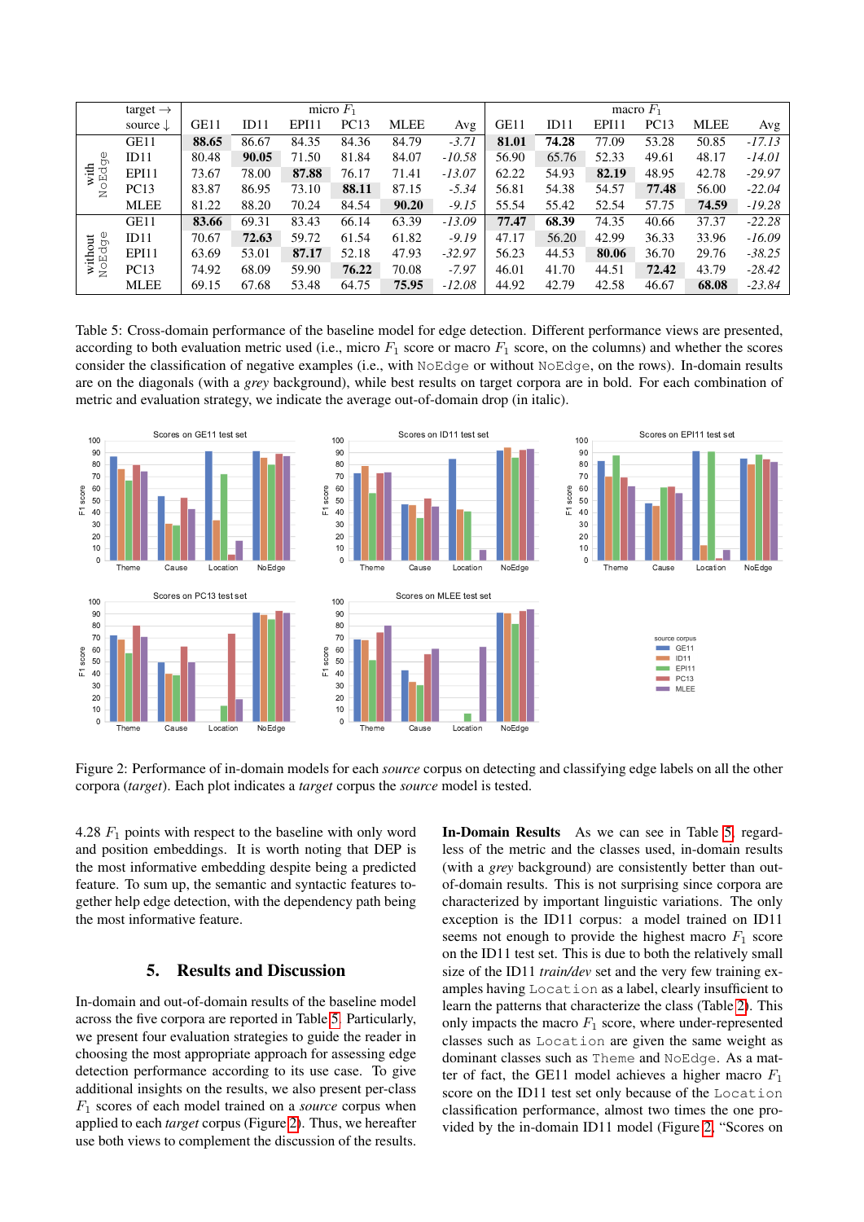| | target → source ↓ | micro $F_1$ | | | | | | macro $F_1$ | | | | | |
|---|---|---|---|---|---|---|---|---|---|---|---|---|---|
| | | GE11 | ID11 | EPI11 | PC13 | MLEE | Avg | GE11 | ID11 | EPI11 | PC13 | MLEE | Avg |
| with NoEdge | GE11 | **88.65** | 86.67 | 84.35 | 84.36 | 84.79 | *-3.71* | **81.01** | **74.28** | 77.09 | 53.28 | 50.85 | *-17.13* |
| | ID11 | 80.48 | **90.05** | 71.50 | 81.84 | 84.07 | *-10.58* | 56.90 | 65.76 | 52.33 | 49.61 | 48.17 | *-14.01* |
| | EPI11 | 73.67 | 78.00 | **87.88** | 76.17 | 71.41 | *-13.07* | 62.22 | 54.93 | **82.19** | 48.95 | 42.78 | *-29.97* |
| | PC13 | 83.87 | 86.95 | 73.10 | **88.11** | 87.15 | *-5.34* | 56.81 | 54.38 | 54.57 | **77.48** | 56.00 | *-22.04* |
| | MLEE | 81.22 | 88.20 | 70.24 | 84.54 | **90.20** | *-9.15* | 55.54 | 55.42 | 52.54 | 57.75 | **74.59** | *-19.28* |
| without NoEdge | GE11 | **83.66** | 69.31 | 83.43 | 66.14 | 63.39 | *-13.09* | **77.47** | **68.39** | 74.35 | 40.66 | 37.37 | *-22.28* |
| | ID11 | 70.67 | **72.63** | 59.72 | 61.54 | 61.82 | *-9.19* | 47.17 | 56.20 | 42.99 | 36.33 | 33.96 | *-16.09* |
| | EPI11 | 63.69 | 53.01 | **87.17** | 52.18 | 47.93 | *-32.97* | 56.23 | 44.53 | **80.06** | 36.70 | 29.76 | *-38.25* |
| | PC13 | 74.92 | 68.09 | 59.90 | **76.22** | 70.08 | *-7.97* | 46.01 | 41.70 | 44.51 | **72.42** | 43.79 | *-28.42* |
| | MLEE | 69.15 | 67.68 | 53.48 | 64.75 | **75.95** | *-12.08* | 44.92 | 42.79 | 42.58 | 46.67 | **68.08** | *-23.84* |

Table 5: Cross-domain performance of the baseline model for edge detection. Different performance views are presented, according to both evaluation metric used (i.e., micro $F_1$ score or macro $F_1$ score, on the columns) and whether the scores consider the classification of negative examples (i.e., with NoEdge or without NoEdge, on the rows). In-domain results are on the diagonals (with a *grey* background), while best results on target corpora are in bold. For each combination of metric and evaluation strategy, we indicate the average out-of-domain drop (in italic).

Figure 2: Performance of in-domain models for each *source* corpus on detecting and classifying edge labels on all the other corpora (*target*). Each plot indicates a *target* corpus the *source* model is tested.

4.28 $F_1$ points with respect to the baseline with only word and position embeddings. It is worth noting that DEP is the most informative embedding despite being a predicted feature. To sum up, the semantic and syntactic features together help edge detection, with the dependency path being the most informative feature.

## 5. Results and Discussion

In-domain and out-of-domain results of the baseline model across the five corpora are reported in Table 5. Particularly, we present four evaluation strategies to guide the reader in choosing the most appropriate approach for assessing edge detection performance according to its use case. To give additional insights on the results, we also present per-class $F_1$ scores of each model trained on a *source* corpus when applied to each *target* corpus (Figure 2). Thus, we hereafter use both views to complement the discussion of the results.

**In-Domain Results** As we can see in Table 5, regardless of the metric and the classes used, in-domain results (with a *grey* background) are consistently better than out-of-domain results. This is not surprising since corpora are characterized by important linguistic variations. The only exception is the ID11 corpus: a model trained on ID11 seems not enough to provide the highest macro $F_1$ score on the ID11 test set. This is due to both the relatively small size of the ID11 *train/dev* set and the very few training examples having Location as a label, clearly insufficient to learn the patterns that characterize the class (Table 2). This only impacts the macro $F_1$ score, where under-represented classes such as Location are given the same weight as dominant classes such as Theme and NoEdge. As a matter of fact, the GE11 model achieves a higher macro $F_1$ score on the ID11 test set only because of the Location classification performance, almost two times the one provided by the in-domain ID11 model (Figure 2, "Scores on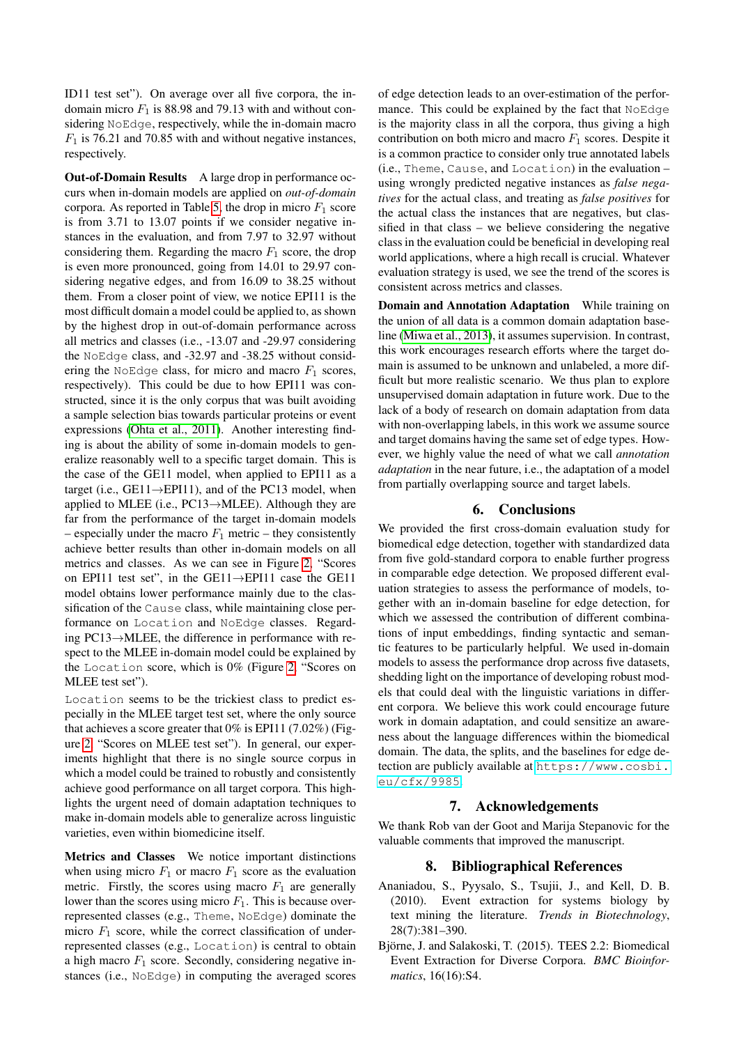ID11 test set"). On average over all five corpora, the in-domain micro $F_1$ is 88.98 and 79.13 with and without considering `NoEdge`, respectively, while the in-domain macro $F_1$ is 76.21 and 70.85 with and without negative instances, respectively.

**Out-of-Domain Results** A large drop in performance occurs when in-domain models are applied on *out-of-domain* corpora. As reported in Table 5, the drop in micro $F_1$ score is from 3.71 to 13.07 points if we consider negative instances in the evaluation, and from 7.97 to 32.97 without considering them. Regarding the macro $F_1$ score, the drop is even more pronounced, going from 14.01 to 29.97 considering negative edges, and from 16.09 to 38.25 without them. From a closer point of view, we notice EPI11 is the most difficult domain a model could be applied to, as shown by the highest drop in out-of-domain performance across all metrics and classes (i.e., -13.07 and -29.97 considering the `NoEdge` class, and -32.97 and -38.25 without considering the `NoEdge` class, for micro and macro $F_1$ scores, respectively). This could be due to how EPI11 was constructed, since it is the only corpus that was built avoiding a sample selection bias towards particular proteins or event expressions (Ohta et al., 2011). Another interesting finding is about the ability of some in-domain models to generalize reasonably well to a specific target domain. This is the case of the GE11 model, when applied to EPI11 as a target (i.e., GE11→EPI11), and of the PC13 model, when applied to MLEE (i.e., PC13→MLEE). Although they are far from the performance of the target in-domain models – especially under the macro $F_1$ metric – they consistently achieve better results than other in-domain models on all metrics and classes. As we can see in Figure 2, "Scores on EPI11 test set", in the GE11→EPI11 case the GE11 model obtains lower performance mainly due to the classification of the `Cause` class, while maintaining close performance on `Location` and `NoEdge` classes. Regarding PC13→MLEE, the difference in performance with respect to the MLEE in-domain model could be explained by the `Location` score, which is 0% (Figure 2, "Scores on MLEE test set").

`Location` seems to be the trickiest class to predict especially in the MLEE target test set, where the only source that achieves a score greater that 0% is EPI11 (7.02%) (Figure 2, "Scores on MLEE test set"). In general, our experiments highlight that there is no single source corpus in which a model could be trained to robustly and consistently achieve good performance on all target corpora. This highlights the urgent need of domain adaptation techniques to make in-domain models able to generalize across linguistic varieties, even within biomedicine itself.

**Metrics and Classes** We notice important distinctions when using micro $F_1$ or macro $F_1$ score as the evaluation metric. Firstly, the scores using macro $F_1$ are generally lower than the scores using micro $F_1$. This is because over-represented classes (e.g., `Theme`, `NoEdge`) dominate the micro $F_1$ score, while the correct classification of under-represented classes (e.g., `Location`) is central to obtain a high macro $F_1$ score. Secondly, considering negative instances (i.e., `NoEdge`) in computing the averaged scores of edge detection leads to an over-estimation of the performance. This could be explained by the fact that `NoEdge` is the majority class in all the corpora, thus giving a high contribution on both micro and macro $F_1$ scores. Despite it is a common practice to consider only true annotated labels (i.e., `Theme`, `Cause`, and `Location`) in the evaluation – using wrongly predicted negative instances as *false negatives* for the actual class, and treating as *false positives* for the actual class the instances that are negatives, but classified in that class – we believe considering the negative class in the evaluation could be beneficial in developing real world applications, where a high recall is crucial. Whatever evaluation strategy is used, we see the trend of the scores is consistent across metrics and classes.

**Domain and Annotation Adaptation** While training on the union of all data is a common domain adaptation baseline (Miwa et al., 2013), it assumes supervision. In contrast, this work encourages research efforts where the target domain is assumed to be unknown and unlabeled, a more difficult but more realistic scenario. We thus plan to explore unsupervised domain adaptation in future work. Due to the lack of a body of research on domain adaptation from data with non-overlapping labels, in this work we assume source and target domains having the same set of edge types. However, we highly value the need of what we call *annotation adaptation* in the near future, i.e., the adaptation of a model from partially overlapping source and target labels.

## 6. Conclusions

We provided the first cross-domain evaluation study for biomedical edge detection, together with standardized data from five gold-standard corpora to enable further progress in comparable edge detection. We proposed different evaluation strategies to assess the performance of models, together with an in-domain baseline for edge detection, for which we assessed the contribution of different combinations of input embeddings, finding syntactic and semantic features to be particularly helpful. We used in-domain models to assess the performance drop across five datasets, shedding light on the importance of developing robust models that could deal with the linguistic variations in different corpora. We believe this work could encourage future work in domain adaptation, and could sensitize an awareness about the language differences within the biomedical domain. The data, the splits, and the baselines for edge detection are publicly available at `https://www.cosbi.eu/cfx/9985`.

## 7. Acknowledgements

We thank Rob van der Goot and Marija Stepanovic for the valuable comments that improved the manuscript.

## 8. Bibliographical References

Ananiadou, S., Pyysalo, S., Tsujii, J., and Kell, D. B. (2010). Event extraction for systems biology by text mining the literature. *Trends in Biotechnology*, 28(7):381–390.

Björne, J. and Salakoski, T. (2015). TEES 2.2: Biomedical Event Extraction for Diverse Corpora. *BMC Bioinformatics*, 16(16):S4.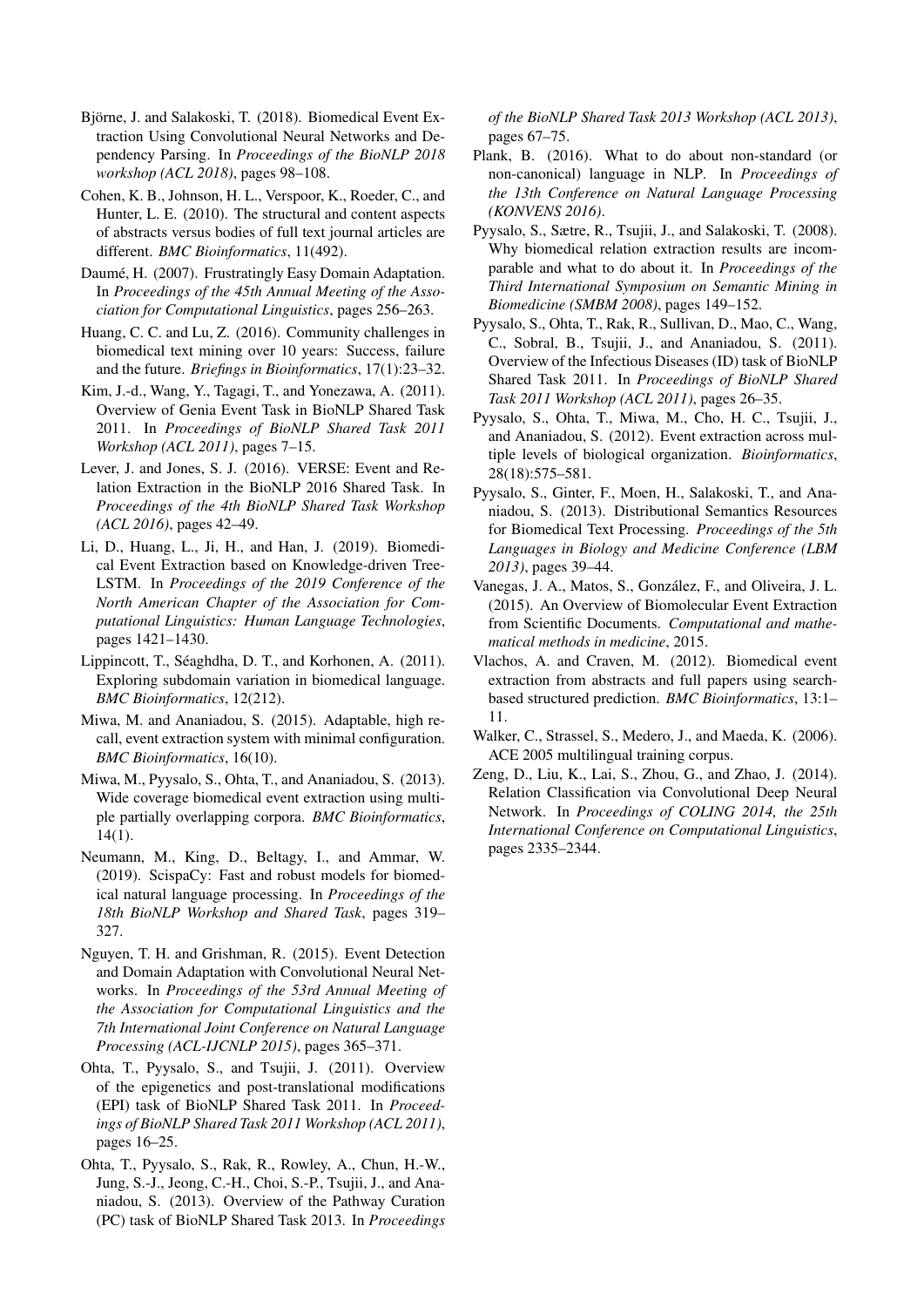Björne, J. and Salakoski, T. (2018). Biomedical Event Extraction Using Convolutional Neural Networks and Dependency Parsing. In *Proceedings of the BioNLP 2018 workshop (ACL 2018)*, pages 98–108.

Cohen, K. B., Johnson, H. L., Verspoor, K., Roeder, C., and Hunter, L. E. (2010). The structural and content aspects of abstracts versus bodies of full text journal articles are different. *BMC Bioinformatics*, 11(492).

Daumé, H. (2007). Frustratingly Easy Domain Adaptation. In *Proceedings of the 45th Annual Meeting of the Association for Computational Linguistics*, pages 256–263.

Huang, C. C. and Lu, Z. (2016). Community challenges in biomedical text mining over 10 years: Success, failure and the future. *Briefings in Bioinformatics*, 17(1):23–32.

Kim, J.-d., Wang, Y., Tagagi, T., and Yonezawa, A. (2011). Overview of Genia Event Task in BioNLP Shared Task 2011. In *Proceedings of BioNLP Shared Task 2011 Workshop (ACL 2011)*, pages 7–15.

Lever, J. and Jones, S. J. (2016). VERSE: Event and Relation Extraction in the BioNLP 2016 Shared Task. In *Proceedings of the 4th BioNLP Shared Task Workshop (ACL 2016)*, pages 42–49.

Li, D., Huang, L., Ji, H., and Han, J. (2019). Biomedical Event Extraction based on Knowledge-driven Tree-LSTM. In *Proceedings of the 2019 Conference of the North American Chapter of the Association for Computational Linguistics: Human Language Technologies*, pages 1421–1430.

Lippincott, T., Séaghdha, D. T., and Korhonen, A. (2011). Exploring subdomain variation in biomedical language. *BMC Bioinformatics*, 12(212).

Miwa, M. and Ananiadou, S. (2015). Adaptable, high recall, event extraction system with minimal configuration. *BMC Bioinformatics*, 16(10).

Miwa, M., Pyysalo, S., Ohta, T., and Ananiadou, S. (2013). Wide coverage biomedical event extraction using multiple partially overlapping corpora. *BMC Bioinformatics*, 14(1).

Neumann, M., King, D., Beltagy, I., and Ammar, W. (2019). ScispaCy: Fast and robust models for biomedical natural language processing. In *Proceedings of the 18th BioNLP Workshop and Shared Task*, pages 319–327.

Nguyen, T. H. and Grishman, R. (2015). Event Detection and Domain Adaptation with Convolutional Neural Networks. In *Proceedings of the 53rd Annual Meeting of the Association for Computational Linguistics and the 7th International Joint Conference on Natural Language Processing (ACL-IJCNLP 2015)*, pages 365–371.

Ohta, T., Pyysalo, S., and Tsujii, J. (2011). Overview of the epigenetics and post-translational modifications (EPI) task of BioNLP Shared Task 2011. In *Proceedings of BioNLP Shared Task 2011 Workshop (ACL 2011)*, pages 16–25.

Ohta, T., Pyysalo, S., Rak, R., Rowley, A., Chun, H.-W., Jung, S.-J., Jeong, C.-H., Choi, S.-P., Tsujii, J., and Ananiadou, S. (2013). Overview of the Pathway Curation (PC) task of BioNLP Shared Task 2013. In *Proceedings of the BioNLP Shared Task 2013 Workshop (ACL 2013)*, pages 67–75.

Plank, B. (2016). What to do about non-standard (or non-canonical) language in NLP. In *Proceedings of the 13th Conference on Natural Language Processing (KONVENS 2016)*.

Pyysalo, S., Sætre, R., Tsujii, J., and Salakoski, T. (2008). Why biomedical relation extraction results are incomparable and what to do about it. In *Proceedings of the Third International Symposium on Semantic Mining in Biomedicine (SMBM 2008)*, pages 149–152.

Pyysalo, S., Ohta, T., Rak, R., Sullivan, D., Mao, C., Wang, C., Sobral, B., Tsujii, J., and Ananiadou, S. (2011). Overview of the Infectious Diseases (ID) task of BioNLP Shared Task 2011. In *Proceedings of BioNLP Shared Task 2011 Workshop (ACL 2011)*, pages 26–35.

Pyysalo, S., Ohta, T., Miwa, M., Cho, H. C., Tsujii, J., and Ananiadou, S. (2012). Event extraction across multiple levels of biological organization. *Bioinformatics*, 28(18):575–581.

Pyysalo, S., Ginter, F., Moen, H., Salakoski, T., and Ananiadou, S. (2013). Distributional Semantics Resources for Biomedical Text Processing. *Proceedings of the 5th Languages in Biology and Medicine Conference (LBM 2013)*, pages 39–44.

Vanegas, J. A., Matos, S., González, F., and Oliveira, J. L. (2015). An Overview of Biomolecular Event Extraction from Scientific Documents. *Computational and mathematical methods in medicine*, 2015.

Vlachos, A. and Craven, M. (2012). Biomedical event extraction from abstracts and full papers using search-based structured prediction. *BMC Bioinformatics*, 13:1–11.

Walker, C., Strassel, S., Medero, J., and Maeda, K. (2006). ACE 2005 multilingual training corpus.

Zeng, D., Liu, K., Lai, S., Zhou, G., and Zhao, J. (2014). Relation Classification via Convolutional Deep Neural Network. In *Proceedings of COLING 2014, the 25th International Conference on Computational Linguistics*, pages 2335–2344.